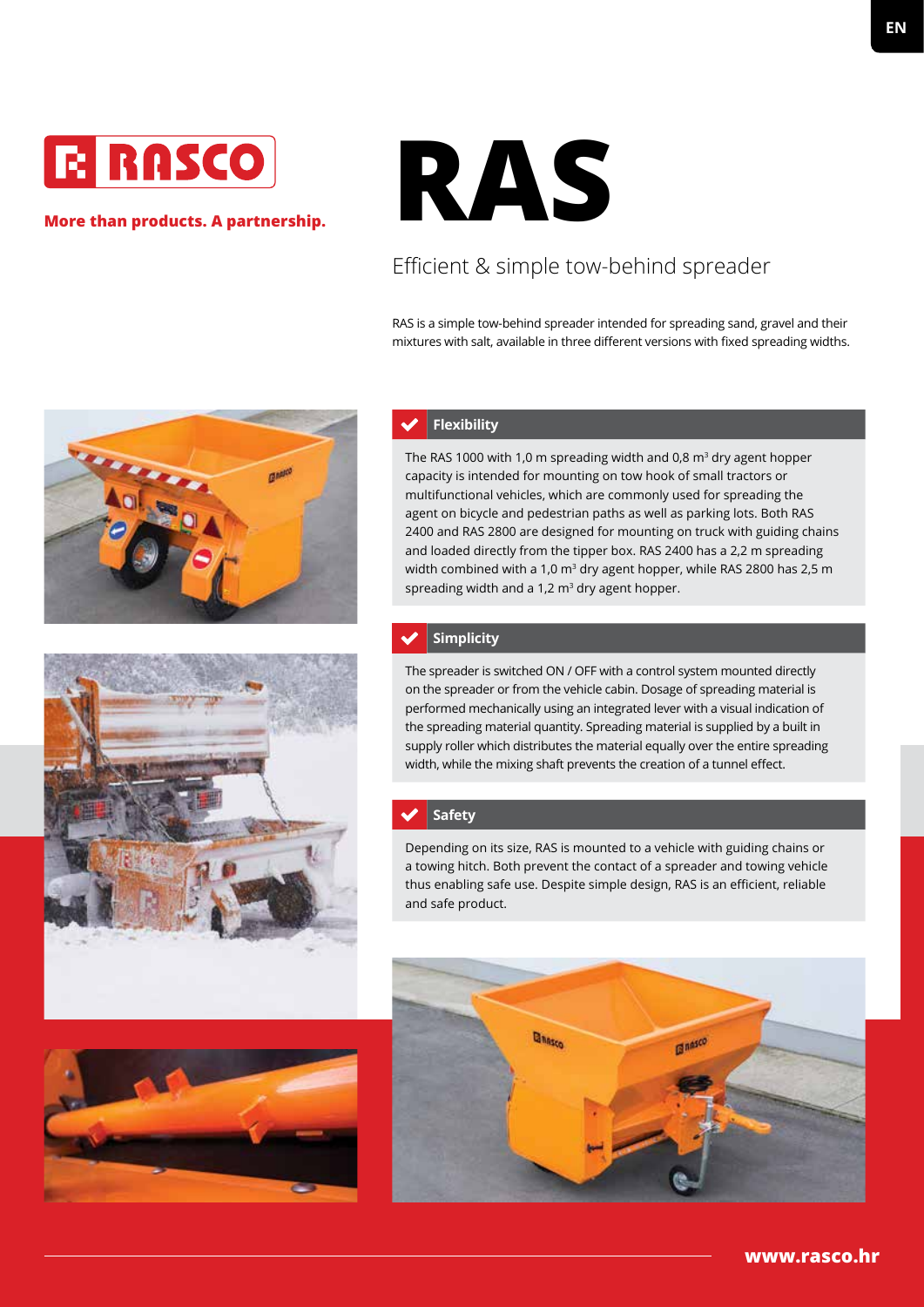EN

RASCO

**More than products. A partnership.**

# RAS

## Efficient & simple tow-behind spreader

RAS is a simple tow-behind spreader intended for spreading sand, gravel and their mixtures with salt, available in three different versions with fixed spreading widths.

### Flexibility

The RAS 1000 with 1,0 m spreading width and 0,8 m³ dry agent hopper capacity is intended for mounting on tow hook of small tractors or multifunctional vehicles, which are commonly used for spreading the agent on bicycle and pedestrian paths as well as parking lots. Both RAS 2400 and RAS 2800 are designed for mounting on truck with guiding chains and loaded directly from the tipper box. RAS 2400 has a 2,2 m spreading width combined with a 1,0 m³ dry agent hopper, while RAS 2800 has 2,5 m spreading width and a 1,2 m³ dry agent hopper.

### Simplicity

The spreader is switched ON / OFF with a control system mounted directly on the spreader or from the vehicle cabin. Dosage of spreading material is performed mechanically using an integrated lever with a visual indication of the spreading material quantity. Spreading material is supplied by a built in supply roller which distributes the material equally over the entire spreading width, while the mixing shaft prevents the creation of a tunnel effect.

### Safety

Depending on its size, RAS is mounted to a vehicle with guiding chains or a towing hitch. Both prevent the contact of a spreader and towing vehicle thus enabling safe use. Despite simple design, RAS is an efficient, reliable and safe product.

**www.rasco.hr**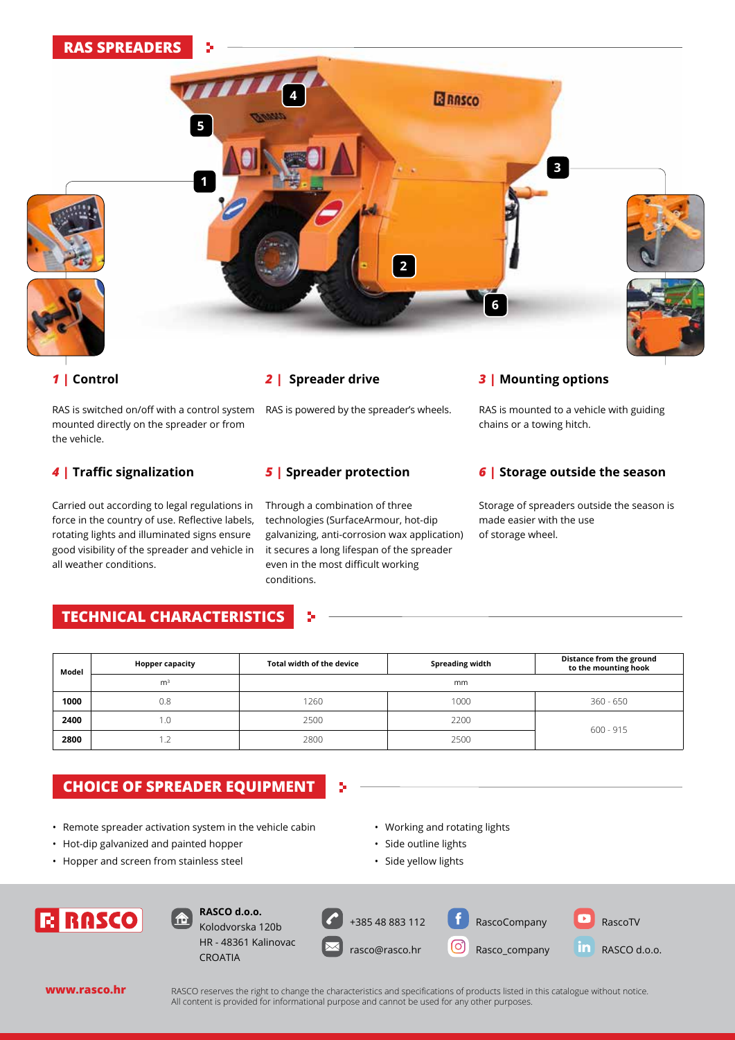## RAS SPREADERS

### *1* | Control

RAS is switched on/off with a control system mounted directly on the spreader or from the vehicle.

### *2* | Spreader drive

RAS is powered by the spreader's wheels.

### *3* | Mounting options

RAS is mounted to a vehicle with guiding chains or a towing hitch.

### *4* | Traffic signalization

Carried out according to legal regulations in force in the country of use. Reflective labels, rotating lights and illuminated signs ensure good visibility of the spreader and vehicle in all weather conditions.

### *5* | Spreader protection

Through a combination of three technologies (SurfaceArmour, hot-dip galvanizing, anti-corrosion wax application) it secures a long lifespan of the spreader even in the most difficult working conditions.

### *6* | Storage outside the season

Storage of spreaders outside the season is made easier with the use of storage wheel.

## TECHNICAL CHARACTERISTICS

| Model | Hopper capacity | Total width of the device | Spreading width | Distance from the ground to the mounting hook |
|---|---|---|---|---|
| | $m^3$ | mm | | |
| **1000** | 0.8 | 1260 | 1000 | 360 - 650 |
| **2400** | 1.0 | 2500 | 2200 | 600 - 915 |
| **2800** | 1.2 | 2800 | 2500 | |

## CHOICE OF SPREADER EQUIPMENT

- Remote spreader activation system in the vehicle cabin
- Hot-dip galvanized and painted hopper
- Hopper and screen from stainless steel
- Working and rotating lights
- Side outline lights
- Side yellow lights

**RASCO d.o.o.**
Kolodvorska 120b
HR - 48361 Kalinovac
CROATIA

+385 48 883 112
rasco@rasco.hr

RascoCompany
Rasco_company
RascoTV
RASCO d.o.o.

**www.rasco.hr**

RASCO reserves the right to change the characteristics and specifications of products listed in this catalogue without notice. All content is provided for informational purpose and cannot be used for any other purposes.